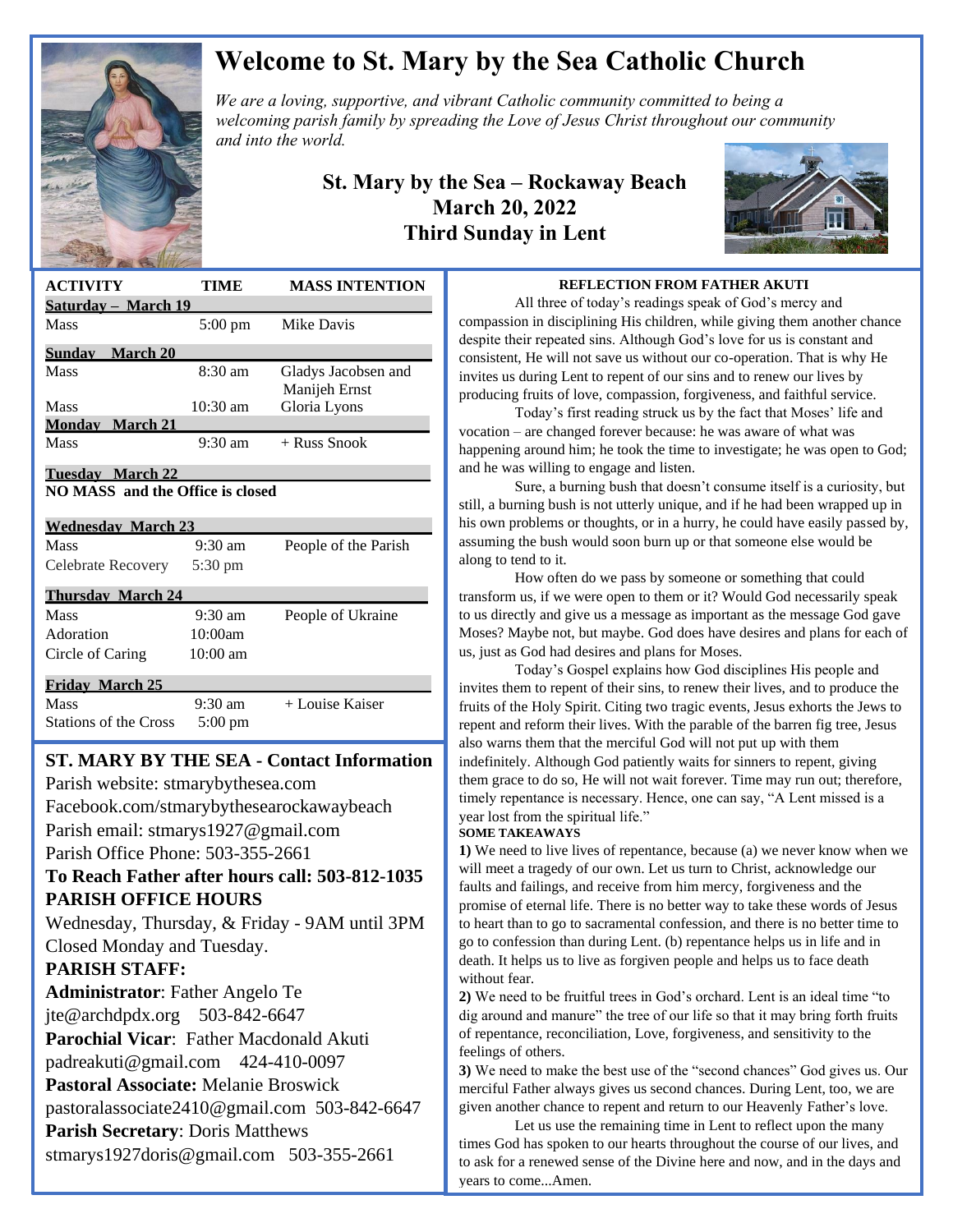# Welcome to St. Mary by the Sea Catholic Church

*We are a loving, supportive, and vibrant Catholic community committed to being a welcoming parish family by spreading the Love of Jesus Christ throughout our community and into the world.*

## St. Mary by the Sea – Rockaway Beach
## March 20, 2022
## Third Sunday in Lent

| ACTIVITY | TIME | MASS INTENTION |
|---|---|---|
| **Saturday – March 19** | | |
| Mass | 5:00 pm | Mike Davis |
| **Sunday March 20** | | |
| Mass | 8:30 am | Gladys Jacobsen and Manijeh Ernst |
| Mass | 10:30 am | Gloria Lyons |
| **Monday March 21** | | |
| Mass | 9:30 am | + Russ Snook |
| **Tuesday March 22** | | |
| **NO MASS and the Office is closed** | | |
| **Wednesday March 23** | | |
| Mass | 9:30 am | People of the Parish |
| Celebrate Recovery | 5:30 pm | |
| **Thursday March 24** | | |
| Mass | 9:30 am | People of Ukraine |
| Adoration | 10:00am | |
| Circle of Caring | 10:00 am | |
| **Friday March 25** | | |
| Mass | 9:30 am | + Louise Kaiser |
| Stations of the Cross | 5:00 pm | |

## ST. MARY BY THE SEA - Contact Information

Parish website: stmarybythesea.com
Facebook.com/stmarybythesearockawaybeach
Parish email: stmarys1927@gmail.com
Parish Office Phone: 503-355-2661

**To Reach Father after hours call: 503-812-1035**

**PARISH OFFICE HOURS**

Wednesday, Thursday, & Friday - 9AM until 3PM
Closed Monday and Tuesday.

**PARISH STAFF:**

**Administrator**: Father Angelo Te
jte@archdpdx.org 503-842-6647

**Parochial Vicar**: Father Macdonald Akuti
padreakuti@gmail.com 424-410-0097

**Pastoral Associate:** Melanie Broswick
pastoralassociate2410@gmail.com 503-842-6647

**Parish Secretary**: Doris Matthews
stmarys1927doris@gmail.com 503-355-2661

### REFLECTION FROM FATHER AKUTI

All three of today's readings speak of God's mercy and compassion in disciplining His children, while giving them another chance despite their repeated sins. Although God's love for us is constant and consistent, He will not save us without our co-operation. That is why He invites us during Lent to repent of our sins and to renew our lives by producing fruits of love, compassion, forgiveness, and faithful service.

Today's first reading struck us by the fact that Moses' life and vocation – are changed forever because: he was aware of what was happening around him; he took the time to investigate; he was open to God; and he was willing to engage and listen.

Sure, a burning bush that doesn't consume itself is a curiosity, but still, a burning bush is not utterly unique, and if he had been wrapped up in his own problems or thoughts, or in a hurry, he could have easily passed by, assuming the bush would soon burn up or that someone else would be along to tend to it.

How often do we pass by someone or something that could transform us, if we were open to them or it? Would God necessarily speak to us directly and give us a message as important as the message God gave Moses? Maybe not, but maybe. God does have desires and plans for each of us, just as God had desires and plans for Moses.

Today's Gospel explains how God disciplines His people and invites them to repent of their sins, to renew their lives, and to produce the fruits of the Holy Spirit. Citing two tragic events, Jesus exhorts the Jews to repent and reform their lives. With the parable of the barren fig tree, Jesus also warns them that the merciful God will not put up with them indefinitely. Although God patiently waits for sinners to repent, giving them grace to do so, He will not wait forever. Time may run out; therefore, timely repentance is necessary. Hence, one can say, "A Lent missed is a year lost from the spiritual life."

**SOME TAKEAWAYS**

**1)** We need to live lives of repentance, because (a) we never know when we will meet a tragedy of our own. Let us turn to Christ, acknowledge our faults and failings, and receive from him mercy, forgiveness and the promise of eternal life. There is no better way to take these words of Jesus to heart than to go to sacramental confession, and there is no better time to go to confession than during Lent. (b) repentance helps us in life and in death. It helps us to live as forgiven people and helps us to face death without fear.

**2)** We need to be fruitful trees in God's orchard. Lent is an ideal time "to dig around and manure" the tree of our life so that it may bring forth fruits of repentance, reconciliation, Love, forgiveness, and sensitivity to the feelings of others.

**3)** We need to make the best use of the "second chances" God gives us. Our merciful Father always gives us second chances. During Lent, too, we are given another chance to repent and return to our Heavenly Father's love.

Let us use the remaining time in Lent to reflect upon the many times God has spoken to our hearts throughout the course of our lives, and to ask for a renewed sense of the Divine here and now, and in the days and years to come...Amen.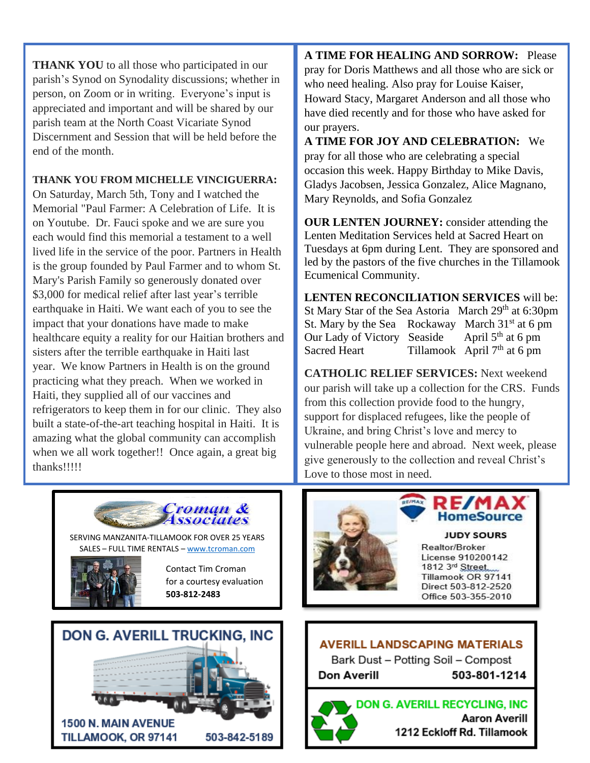**THANK YOU** to all those who participated in our parish's Synod on Synodality discussions; whether in person, on Zoom or in writing. Everyone's input is appreciated and important and will be shared by our parish team at the North Coast Vicariate Synod Discernment and Session that will be held before the end of the month.

**THANK YOU FROM MICHELLE VINCIGUERRA:** On Saturday, March 5th, Tony and I watched the Memorial "Paul Farmer: A Celebration of Life. It is on Youtube. Dr. Fauci spoke and we are sure you each would find this memorial a testament to a well lived life in the service of the poor. Partners in Health is the group founded by Paul Farmer and to whom St. Mary's Parish Family so generously donated over $3,000 for medical relief after last year's terrible earthquake in Haiti. We want each of you to see the impact that your donations have made to make healthcare equity a reality for our Haitian brothers and sisters after the terrible earthquake in Haiti last year. We know Partners in Health is on the ground practicing what they preach. When we worked in Haiti, they supplied all of our vaccines and refrigerators to keep them in for our clinic. They also built a state-of-the-art teaching hospital in Haiti. It is amazing what the global community can accomplish when we all work together!! Once again, a great big thanks!!!!!

**A TIME FOR HEALING AND SORROW:** Please pray for Doris Matthews and all those who are sick or who need healing. Also pray for Louise Kaiser, Howard Stacy, Margaret Anderson and all those who have died recently and for those who have asked for our prayers.

**A TIME FOR JOY AND CELEBRATION:** We pray for all those who are celebrating a special occasion this week. Happy Birthday to Mike Davis, Gladys Jacobsen, Jessica Gonzalez, Alice Magnano, Mary Reynolds, and Sofia Gonzalez

**OUR LENTEN JOURNEY:** consider attending the Lenten Meditation Services held at Sacred Heart on Tuesdays at 6pm during Lent. They are sponsored and led by the pastors of the five churches in the Tillamook Ecumenical Community.

**LENTEN RECONCILIATION SERVICES** will be:

| | | |
|---|---|---|
| St Mary Star of the Sea | Astoria | March 29th at 6:30pm |
| St. Mary by the Sea | Rockaway | March 31st at 6 pm |
| Our Lady of Victory | Seaside | April 5th at 6 pm |
| Sacred Heart | Tillamook | April 7th at 6 pm |

**CATHOLIC RELIEF SERVICES:** Next weekend our parish will take up a collection for the CRS. Funds from this collection provide food to the hungry, support for displaced refugees, like the people of Ukraine, and bring Christ's love and mercy to vulnerable people here and abroad. Next week, please give generously to the collection and reveal Christ's Love to those most in need.

**Croman & Associates**

SERVING MANZANITA-TILLAMOOK FOR OVER 25 YEARS
SALES – FULL TIME RENTALS – www.tcroman.com

Contact Tim Croman
for a courtesy evaluation
**503-812-2483**

**RE/MAX HomeSource**

**JUDY SOURS**
Realtor/Broker
License 910200142
1812 3rd Street
Tillamook OR 97141
Direct 503-812-2520
Office 503-355-2010

**DON G. AVERILL TRUCKING, INC**

1500 N. MAIN AVENUE
TILLAMOOK, OR 97141 503-842-5189

**AVERILL LANDSCAPING MATERIALS**

Bark Dust – Potting Soil – Compost
**Don Averill** **503-801-1214**

**DON G. AVERILL RECYCLING, INC**

Aaron Averill
1212 Eckloff Rd. Tillamook